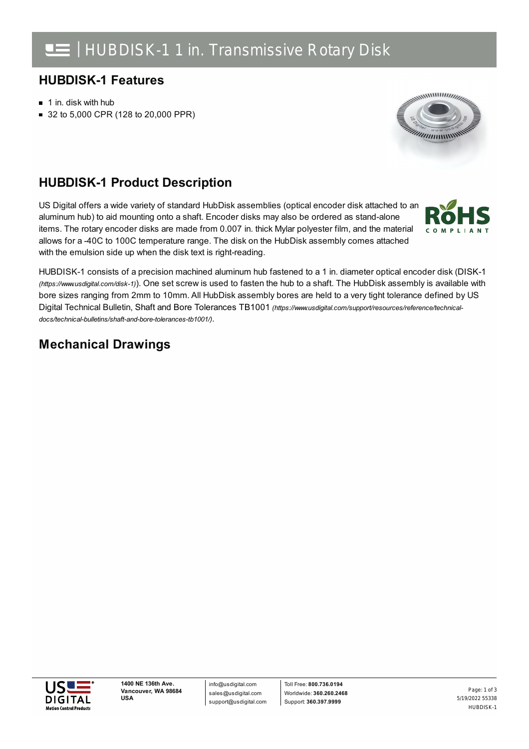# HUBDISK-1 1 in. Transmissive Rotary Disk

## HUBDISK-1 Features

- 1 in. disk with hub
- 32 to 5,000 CPR (128 to 20,000 PPR)

## HUBDISK-1 Product Description

US Digital offers a wide variety of standard HubDisk assemblies (optical encoder disk attached to an aluminum hub) to aid mounting onto a shaft. Encoder disks may also be ordered as stand-alone items. The rotary encoder disks are made from 0.007 in. thick Mylar polyester film, and the material allows for a -40C to 100C temperature range. The disk on the HubDisk assembly comes attached with the emulsion side up when the disk text is right-reading.

HUBDISK-1 consists of a precision machined aluminum hub fastened to a 1 in. diameter optical encoder disk (DISK-1 *(https://www.usdigital.com/disk-1)*). One set screw is used to fasten the hub to a shaft. The HubDisk assembly is available with bore sizes ranging from 2mm to 10mm. All HubDisk assembly bores are held to a very tight tolerance defined by US Digital Technical Bulletin, Shaft and Bore Tolerances TB1001 *(https://www.usdigital.com/support/resources/reference/technical-docs/technical-bulletins/shaft-and-bore-tolerances-tb1001/)*.

## Mechanical Drawings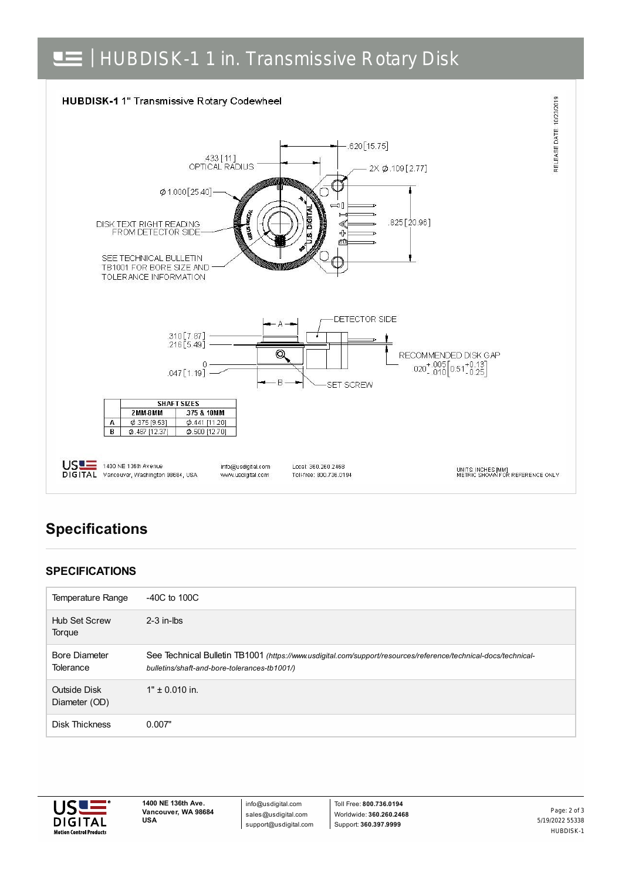# HUBDISK-1 1 in. Transmissive Rotary Disk

**HUBDISK-1** 1" Transmissive Rotary Codewheel

RELEASE DATE 10/23/2019

.433 [11] OPTICAL RADIUS

.620 [15.75]

2X ⌀.109 [2.77]

⌀1.000 [25.40]

.825 [20.96]

DISK TEXT RIGHT READING FROM DETECTOR SIDE

SEE TECHNICAL BULLETIN TB1001 FOR BORE SIZE AND TOLERANCE INFORMATION

DETECTOR SIDE

.310 [7.87]

.216 [5.49]

0

.047 [1.19]

RECOMMENDED DISK GAP .020 $^{+.005}_{-.010}$ [0.51 $^{+0.13}_{-0.25}$]

SET SCREW

| | SHAFT SIZES | |
|---|---|---|
| | 2MM-8MM | 375 & 10MM |
| A | ⌀.375 [9.53] | ⌀.441 [11.20] |
| B | ⌀.487 [12.37] | ⌀.500 [12.70] |

US DIGITAL 1400 NE 136th Avenue Vancouver, Washington 98684, USA info@usdigital.com www.usdigital.com Local: 360.260.2468 Toll-free: 800.736.0194

UNITS: INCHES [MM] METRIC SHOWN FOR REFERENCE ONLY

## Specifications

### SPECIFICATIONS

| | |
|---|---|
| Temperature Range | -40C to 100C |
| Hub Set Screw Torque | 2-3 in-lbs |
| Bore Diameter Tolerance | See Technical Bulletin TB1001 *(https://www.usdigital.com/support/resources/reference/technical-docs/technical-bulletins/shaft-and-bore-tolerances-tb1001/)* |
| Outside Disk Diameter (OD) | 1" ± 0.010 in. |
| Disk Thickness | 0.007" |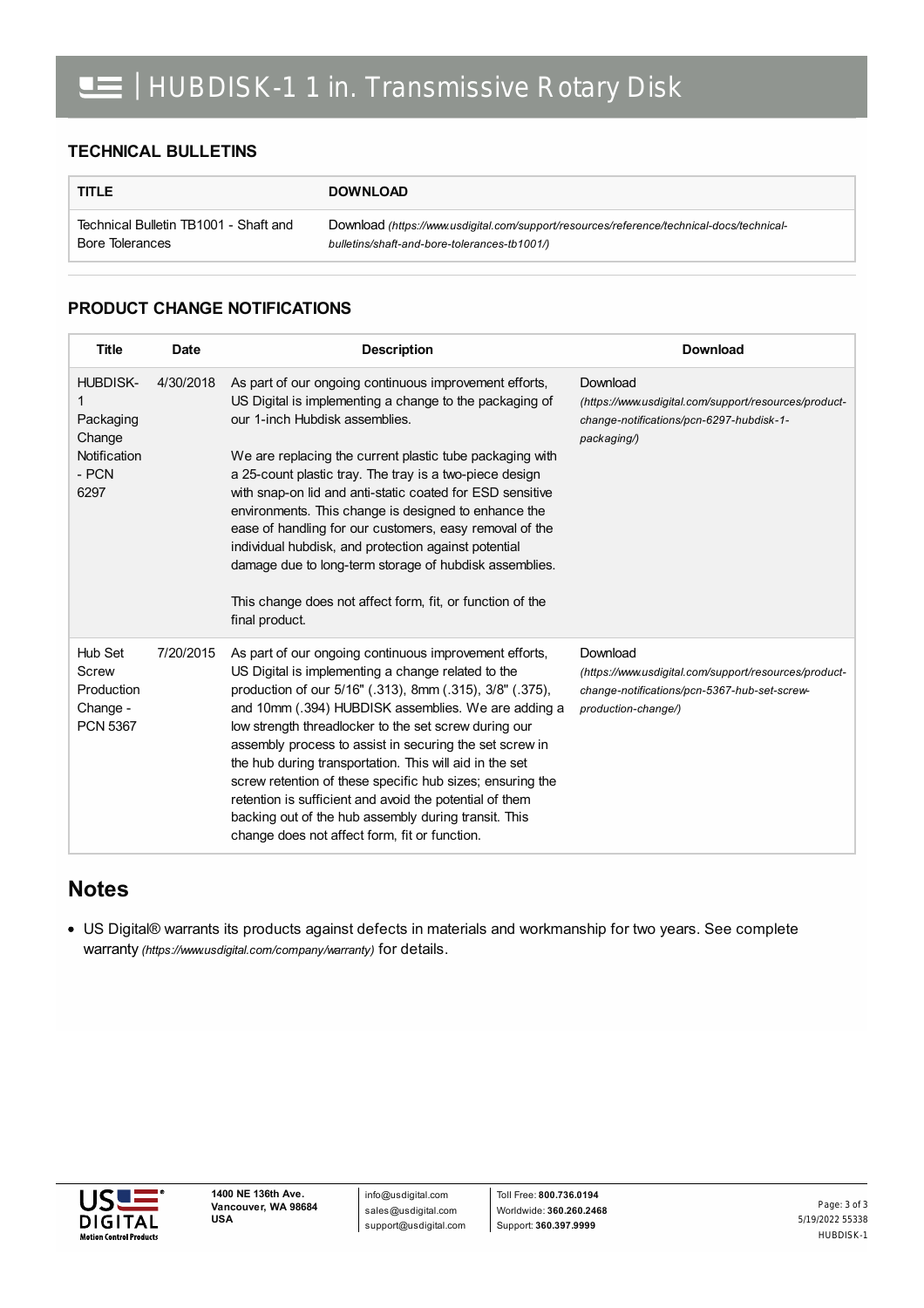# HUBDISK-1 1 in. Transmissive Rotary Disk

## TECHNICAL BULLETINS

| TITLE | DOWNLOAD |
| --- | --- |
| Technical Bulletin TB1001 - Shaft and Bore Tolerances | Download *(https://www.usdigital.com/support/resources/reference/technical-docs/technical-bulletins/shaft-and-bore-tolerances-tb1001/)* |

## PRODUCT CHANGE NOTIFICATIONS

| Title | Date | Description | Download |
| --- | --- | --- | --- |
| HUBDISK-1 Packaging Change Notification - PCN 6297 | 4/30/2018 | As part of our ongoing continuous improvement efforts, US Digital is implementing a change to the packaging of our 1-inch Hubdisk assemblies.<br><br>We are replacing the current plastic tube packaging with a 25-count plastic tray. The tray is a two-piece design with snap-on lid and anti-static coated for ESD sensitive environments. This change is designed to enhance the ease of handling for our customers, easy removal of the individual hubdisk, and protection against potential damage due to long-term storage of hubdisk assemblies.<br><br>This change does not affect form, fit, or function of the final product. | Download *(https://www.usdigital.com/support/resources/product-change-notifications/pcn-6297-hubdisk-1-packaging/)* |
| Hub Set Screw Production Change - PCN 5367 | 7/20/2015 | As part of our ongoing continuous improvement efforts, US Digital is implementing a change related to the production of our 5/16" (.313), 8mm (.315), 3/8" (.375), and 10mm (.394) HUBDISK assemblies. We are adding a low strength threadlocker to the set screw during our assembly process to assist in securing the set screw in the hub during transportation. This will aid in the set screw retention of these specific hub sizes; ensuring the retention is sufficient and avoid the potential of them backing out of the hub assembly during transit. This change does not affect form, fit or function. | Download *(https://www.usdigital.com/support/resources/product-change-notifications/pcn-5367-hub-set-screw-production-change/)* |

## Notes

- US Digital® warrants its products against defects in materials and workmanship for two years. See complete warranty *(https://www.usdigital.com/company/warranty)* for details.

US DIGITAL Motion Control Products

**1400 NE 136th Ave.**
**Vancouver, WA 98684**
**USA**

info@usdigital.com
sales@usdigital.com
support@usdigital.com

Toll Free: **800.736.0194**
Worldwide: **360.260.2468**
Support: **360.397.9999**